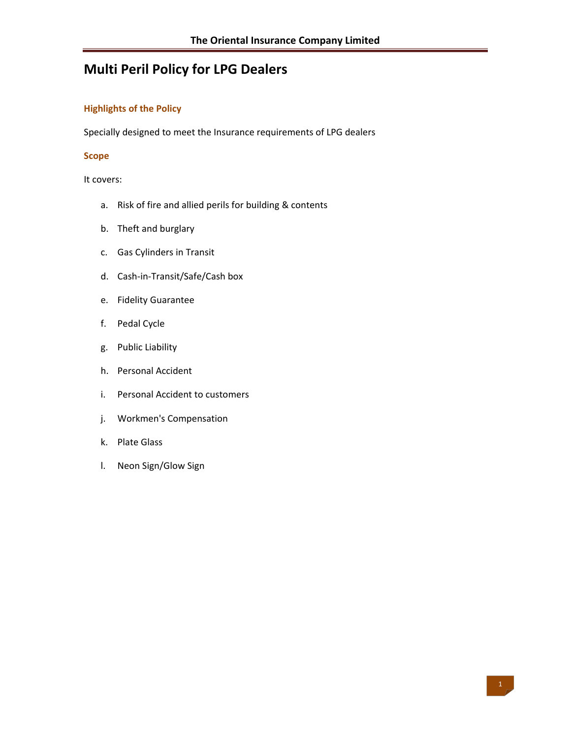# Multi Peril Policy for LPG Dealers

## Highlights of the Policy

Specially designed to meet the Insurance requirements of LPG dealers

## Scope

It covers:

a. Risk of fire and allied perils for building & contents

b. Theft and burglary

c. Gas Cylinders in Transit

d. Cash-in-Transit/Safe/Cash box

e. Fidelity Guarantee

f. Pedal Cycle

g. Public Liability

h. Personal Accident

i. Personal Accident to customers

j. Workmen's Compensation

k. Plate Glass

l. Neon Sign/Glow Sign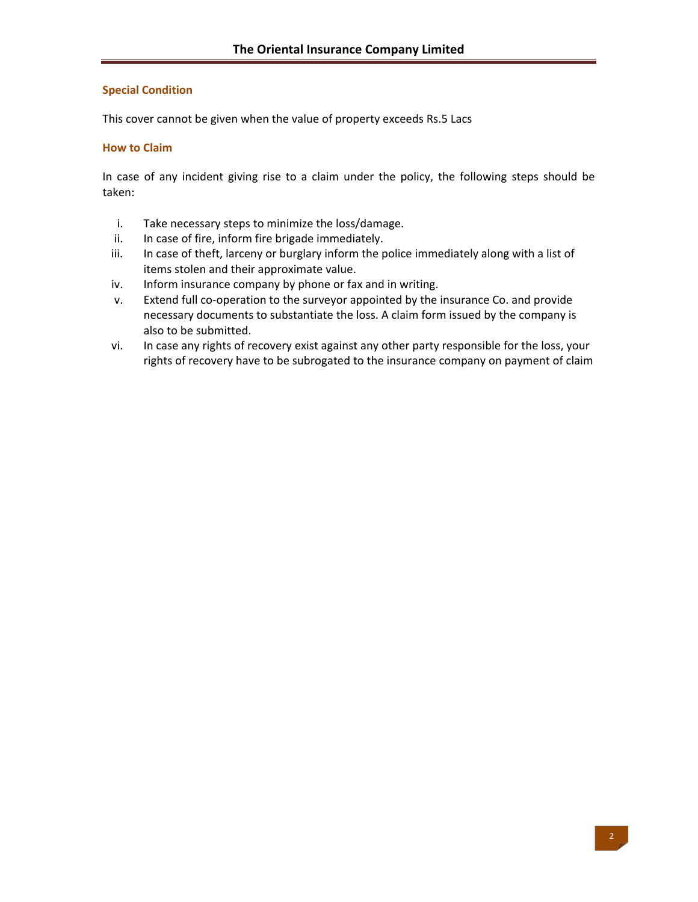## Special Condition

This cover cannot be given when the value of property exceeds Rs.5 Lacs

## How to Claim

In case of any incident giving rise to a claim under the policy, the following steps should be taken:

i. Take necessary steps to minimize the loss/damage.
ii. In case of fire, inform fire brigade immediately.
iii. In case of theft, larceny or burglary inform the police immediately along with a list of items stolen and their approximate value.
iv. Inform insurance company by phone or fax and in writing.
v. Extend full co-operation to the surveyor appointed by the insurance Co. and provide necessary documents to substantiate the loss. A claim form issued by the company is also to be submitted.
vi. In case any rights of recovery exist against any other party responsible for the loss, your rights of recovery have to be subrogated to the insurance company on payment of claim